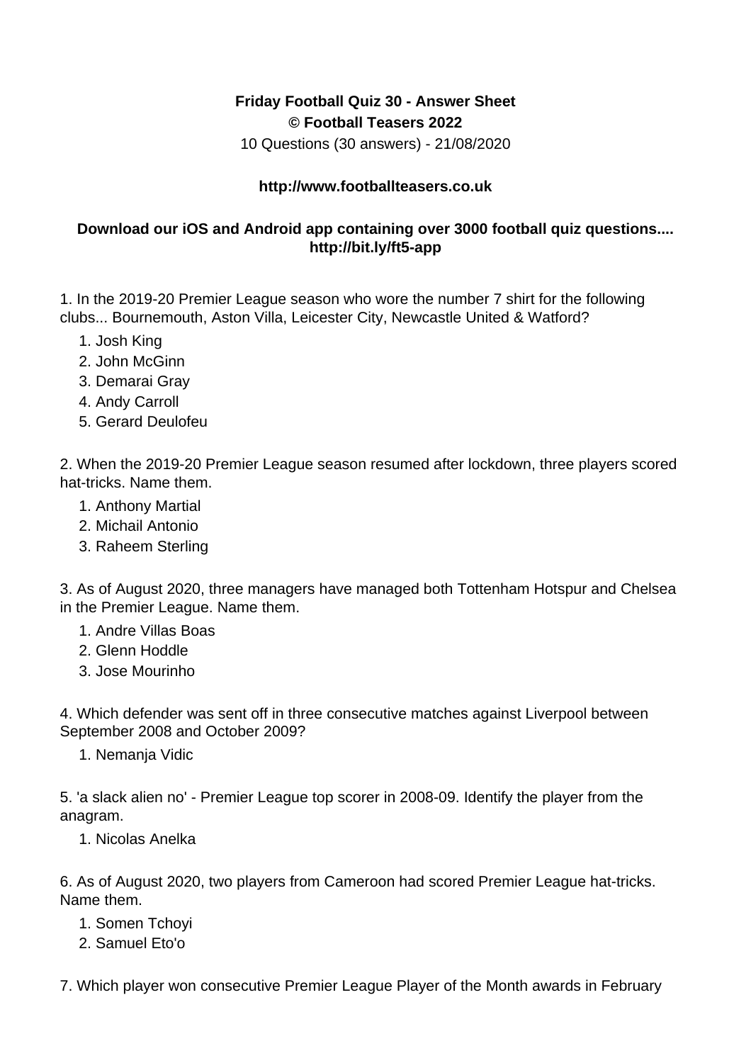**Friday Football Quiz 30 - Answer Sheet**
**© Football Teasers 2022**
10 Questions (30 answers) - 21/08/2020

**http://www.footballteasers.co.uk**

**Download our iOS and Android app containing over 3000 football quiz questions.... http://bit.ly/ft5-app**

1. In the 2019-20 Premier League season who wore the number 7 shirt for the following clubs... Bournemouth, Aston Villa, Leicester City, Newcastle United & Watford?

    1. Josh King
    2. John McGinn
    3. Demarai Gray
    4. Andy Carroll
    5. Gerard Deulofeu

2. When the 2019-20 Premier League season resumed after lockdown, three players scored hat-tricks. Name them.

    1. Anthony Martial
    2. Michail Antonio
    3. Raheem Sterling

3. As of August 2020, three managers have managed both Tottenham Hotspur and Chelsea in the Premier League. Name them.

    1. Andre Villas Boas
    2. Glenn Hoddle
    3. Jose Mourinho

4. Which defender was sent off in three consecutive matches against Liverpool between September 2008 and October 2009?

    1. Nemanja Vidic

5. 'a slack alien no' - Premier League top scorer in 2008-09. Identify the player from the anagram.

    1. Nicolas Anelka

6. As of August 2020, two players from Cameroon had scored Premier League hat-tricks. Name them.

    1. Somen Tchoyi
    2. Samuel Eto'o

7. Which player won consecutive Premier League Player of the Month awards in February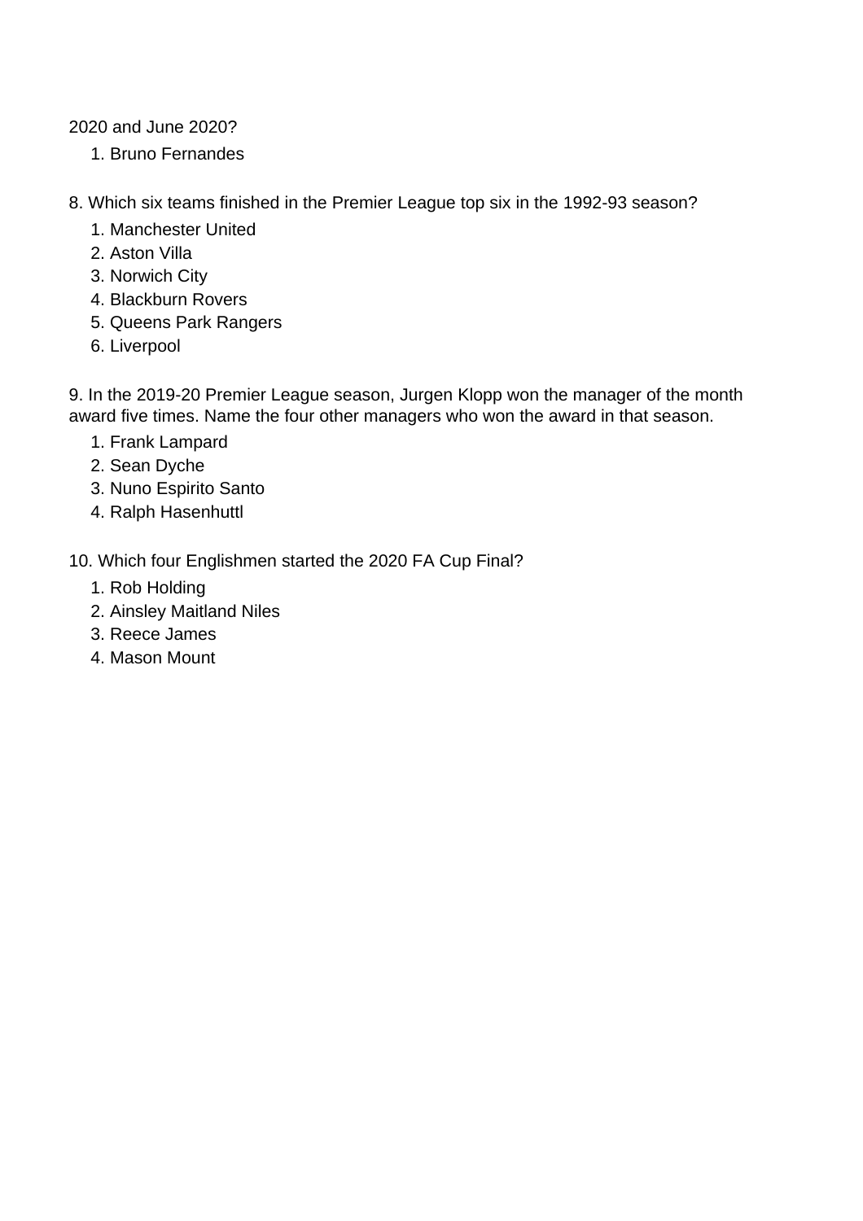2020 and June 2020?

1. Bruno Fernandes

8. Which six teams finished in the Premier League top six in the 1992-93 season?

1. Manchester United
2. Aston Villa
3. Norwich City
4. Blackburn Rovers
5. Queens Park Rangers
6. Liverpool

9. In the 2019-20 Premier League season, Jurgen Klopp won the manager of the month award five times. Name the four other managers who won the award in that season.

1. Frank Lampard
2. Sean Dyche
3. Nuno Espirito Santo
4. Ralph Hasenhuttl

10. Which four Englishmen started the 2020 FA Cup Final?

1. Rob Holding
2. Ainsley Maitland Niles
3. Reece James
4. Mason Mount